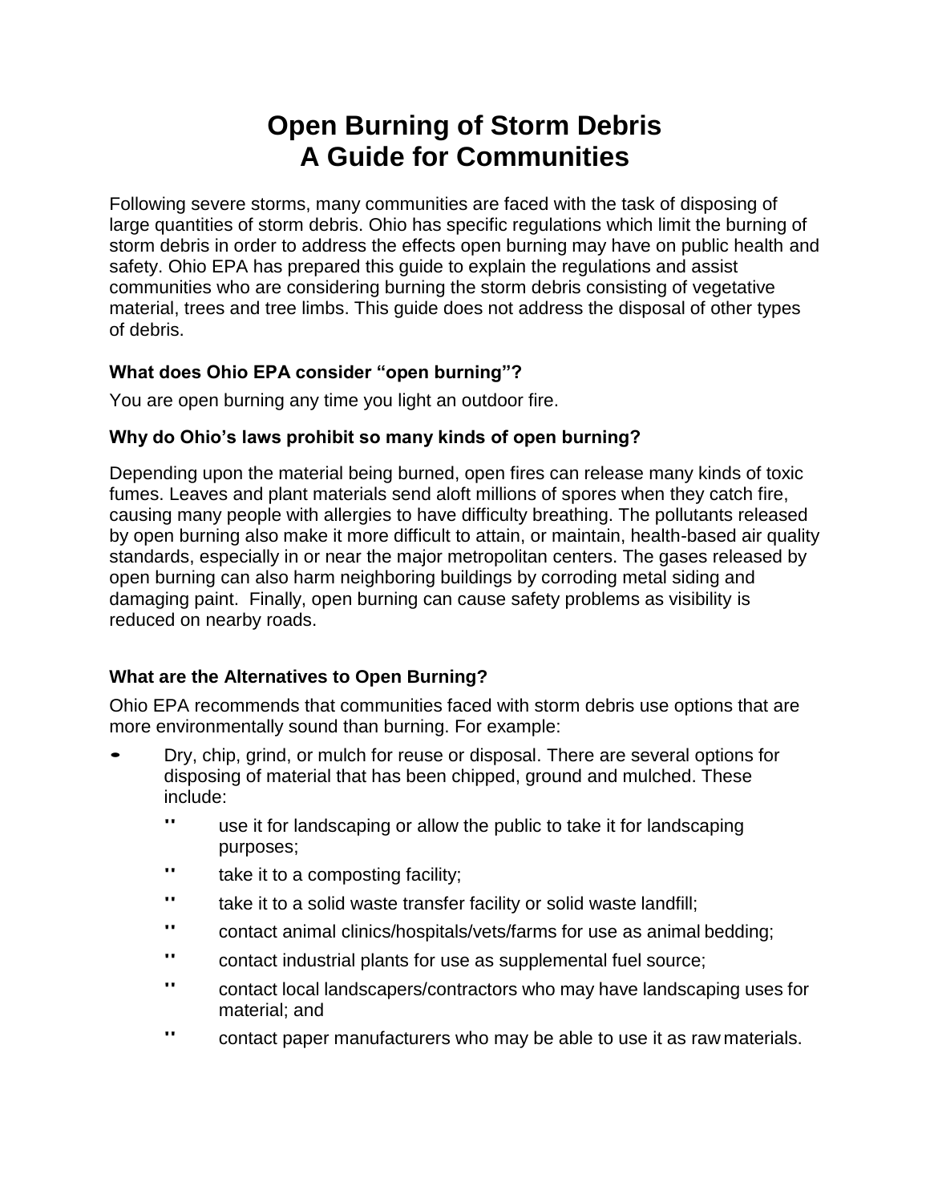# Open Burning of Storm Debris
# A Guide for Communities

Following severe storms, many communities are faced with the task of disposing of large quantities of storm debris. Ohio has specific regulations which limit the burning of storm debris in order to address the effects open burning may have on public health and safety. Ohio EPA has prepared this guide to explain the regulations and assist communities who are considering burning the storm debris consisting of vegetative material, trees and tree limbs. This guide does not address the disposal of other types of debris.

### What does Ohio EPA consider "open burning"?

You are open burning any time you light an outdoor fire.

### Why do Ohio's laws prohibit so many kinds of open burning?

Depending upon the material being burned, open fires can release many kinds of toxic fumes. Leaves and plant materials send aloft millions of spores when they catch fire, causing many people with allergies to have difficulty breathing. The pollutants released by open burning also make it more difficult to attain, or maintain, health-based air quality standards, especially in or near the major metropolitan centers. The gases released by open burning can also harm neighboring buildings by corroding metal siding and damaging paint. Finally, open burning can cause safety problems as visibility is reduced on nearby roads.

### What are the Alternatives to Open Burning?

Ohio EPA recommends that communities faced with storm debris use options that are more environmentally sound than burning. For example:

- Dry, chip, grind, or mulch for reuse or disposal. There are several options for disposing of material that has been chipped, ground and mulched. These include:
  - use it for landscaping or allow the public to take it for landscaping purposes;
  - take it to a composting facility;
  - take it to a solid waste transfer facility or solid waste landfill;
  - contact animal clinics/hospitals/vets/farms for use as animal bedding;
  - contact industrial plants for use as supplemental fuel source;
  - contact local landscapers/contractors who may have landscaping uses for material; and
  - contact paper manufacturers who may be able to use it as raw materials.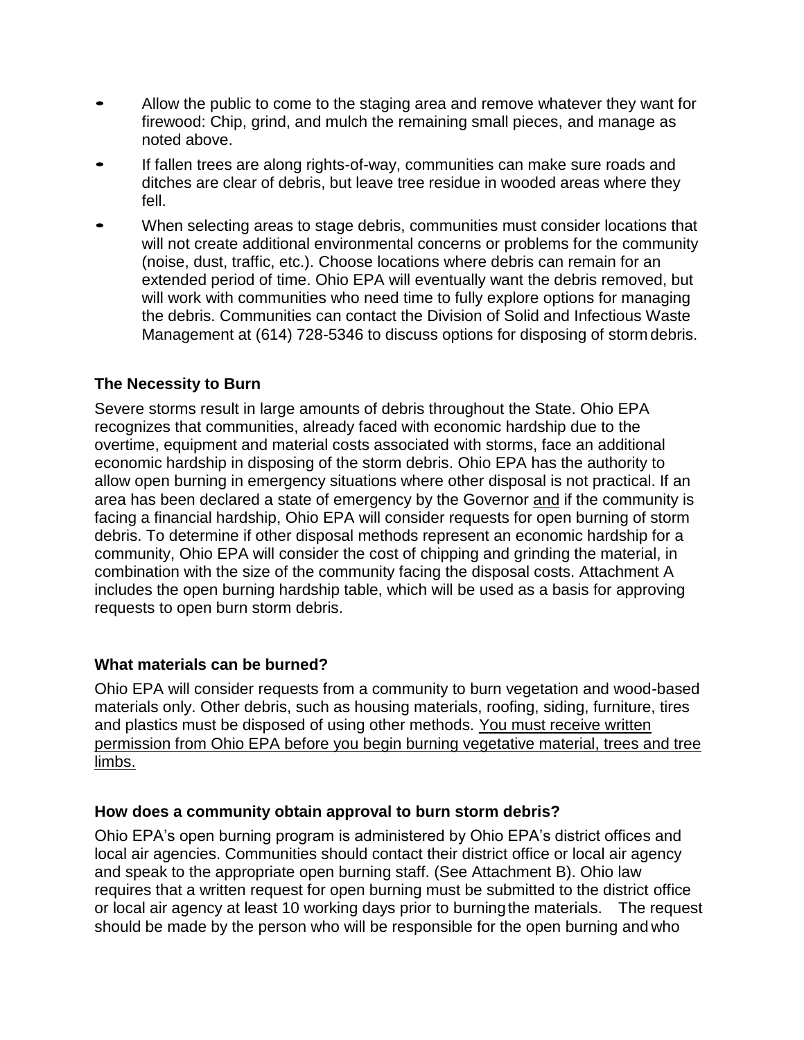- Allow the public to come to the staging area and remove whatever they want for firewood: Chip, grind, and mulch the remaining small pieces, and manage as noted above.
- If fallen trees are along rights-of-way, communities can make sure roads and ditches are clear of debris, but leave tree residue in wooded areas where they fell.
- When selecting areas to stage debris, communities must consider locations that will not create additional environmental concerns or problems for the community (noise, dust, traffic, etc.). Choose locations where debris can remain for an extended period of time. Ohio EPA will eventually want the debris removed, but will work with communities who need time to fully explore options for managing the debris. Communities can contact the Division of Solid and Infectious Waste Management at (614) 728-5346 to discuss options for disposing of storm debris.

### The Necessity to Burn

Severe storms result in large amounts of debris throughout the State. Ohio EPA recognizes that communities, already faced with economic hardship due to the overtime, equipment and material costs associated with storms, face an additional economic hardship in disposing of the storm debris. Ohio EPA has the authority to allow open burning in emergency situations where other disposal is not practical. If an area has been declared a state of emergency by the Governor <u>and</u> if the community is facing a financial hardship, Ohio EPA will consider requests for open burning of storm debris. To determine if other disposal methods represent an economic hardship for a community, Ohio EPA will consider the cost of chipping and grinding the material, in combination with the size of the community facing the disposal costs. Attachment A includes the open burning hardship table, which will be used as a basis for approving requests to open burn storm debris.

### What materials can be burned?

Ohio EPA will consider requests from a community to burn vegetation and wood-based materials only. Other debris, such as housing materials, roofing, siding, furniture, tires and plastics must be disposed of using other methods. <u>You must receive written permission from Ohio EPA before you begin burning vegetative material, trees and tree limbs.</u>

### How does a community obtain approval to burn storm debris?

Ohio EPA's open burning program is administered by Ohio EPA's district offices and local air agencies. Communities should contact their district office or local air agency and speak to the appropriate open burning staff. (See Attachment B). Ohio law requires that a written request for open burning must be submitted to the district office or local air agency at least 10 working days prior to burning the materials. The request should be made by the person who will be responsible for the open burning and who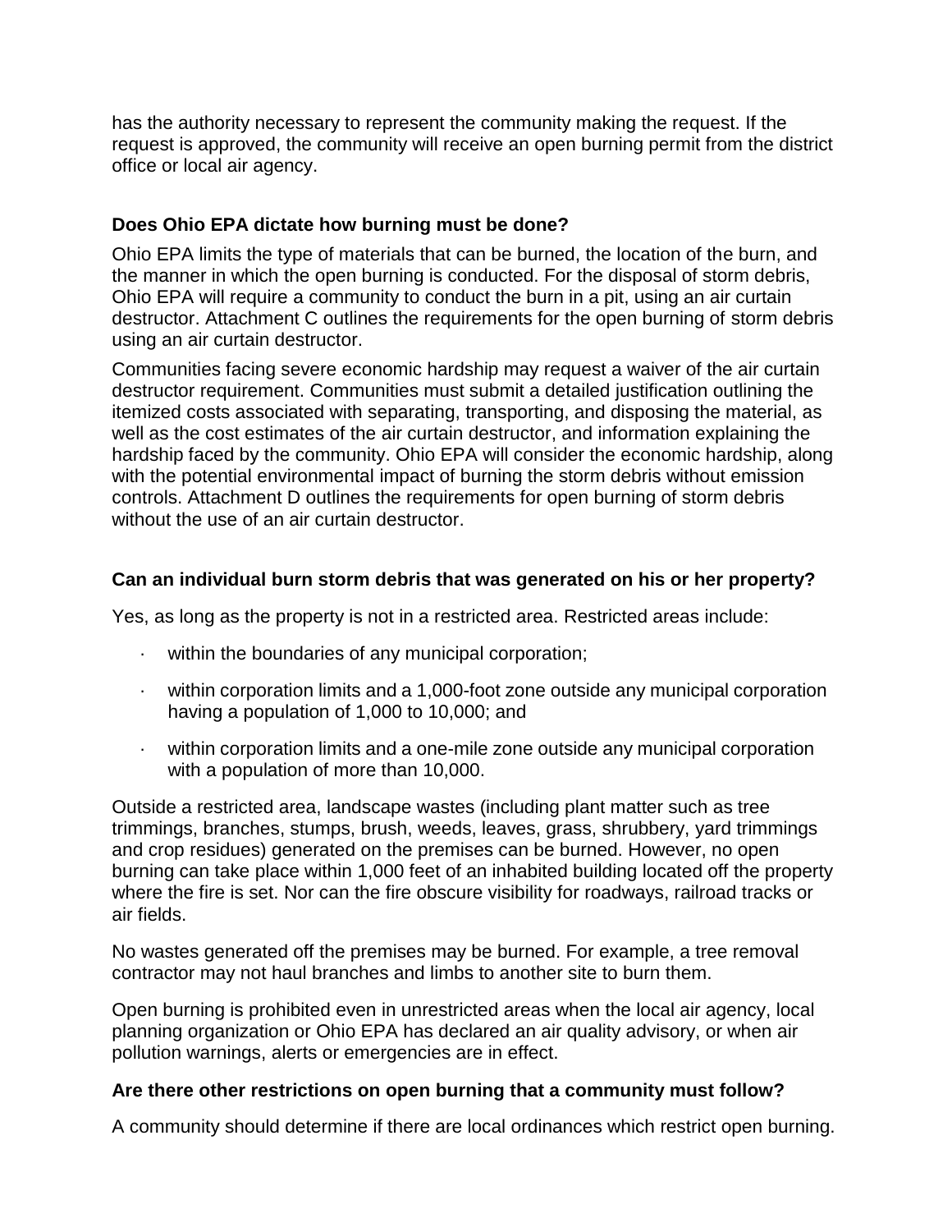has the authority necessary to represent the community making the request. If the request is approved, the community will receive an open burning permit from the district office or local air agency.

### Does Ohio EPA dictate how burning must be done?

Ohio EPA limits the type of materials that can be burned, the location of the burn, and the manner in which the open burning is conducted. For the disposal of storm debris, Ohio EPA will require a community to conduct the burn in a pit, using an air curtain destructor. Attachment C outlines the requirements for the open burning of storm debris using an air curtain destructor.

Communities facing severe economic hardship may request a waiver of the air curtain destructor requirement. Communities must submit a detailed justification outlining the itemized costs associated with separating, transporting, and disposing the material, as well as the cost estimates of the air curtain destructor, and information explaining the hardship faced by the community. Ohio EPA will consider the economic hardship, along with the potential environmental impact of burning the storm debris without emission controls. Attachment D outlines the requirements for open burning of storm debris without the use of an air curtain destructor.

### Can an individual burn storm debris that was generated on his or her property?

Yes, as long as the property is not in a restricted area. Restricted areas include:

- within the boundaries of any municipal corporation;
- within corporation limits and a 1,000-foot zone outside any municipal corporation having a population of 1,000 to 10,000; and
- within corporation limits and a one-mile zone outside any municipal corporation with a population of more than 10,000.

Outside a restricted area, landscape wastes (including plant matter such as tree trimmings, branches, stumps, brush, weeds, leaves, grass, shrubbery, yard trimmings and crop residues) generated on the premises can be burned. However, no open burning can take place within 1,000 feet of an inhabited building located off the property where the fire is set. Nor can the fire obscure visibility for roadways, railroad tracks or air fields.

No wastes generated off the premises may be burned. For example, a tree removal contractor may not haul branches and limbs to another site to burn them.

Open burning is prohibited even in unrestricted areas when the local air agency, local planning organization or Ohio EPA has declared an air quality advisory, or when air pollution warnings, alerts or emergencies are in effect.

### Are there other restrictions on open burning that a community must follow?

A community should determine if there are local ordinances which restrict open burning.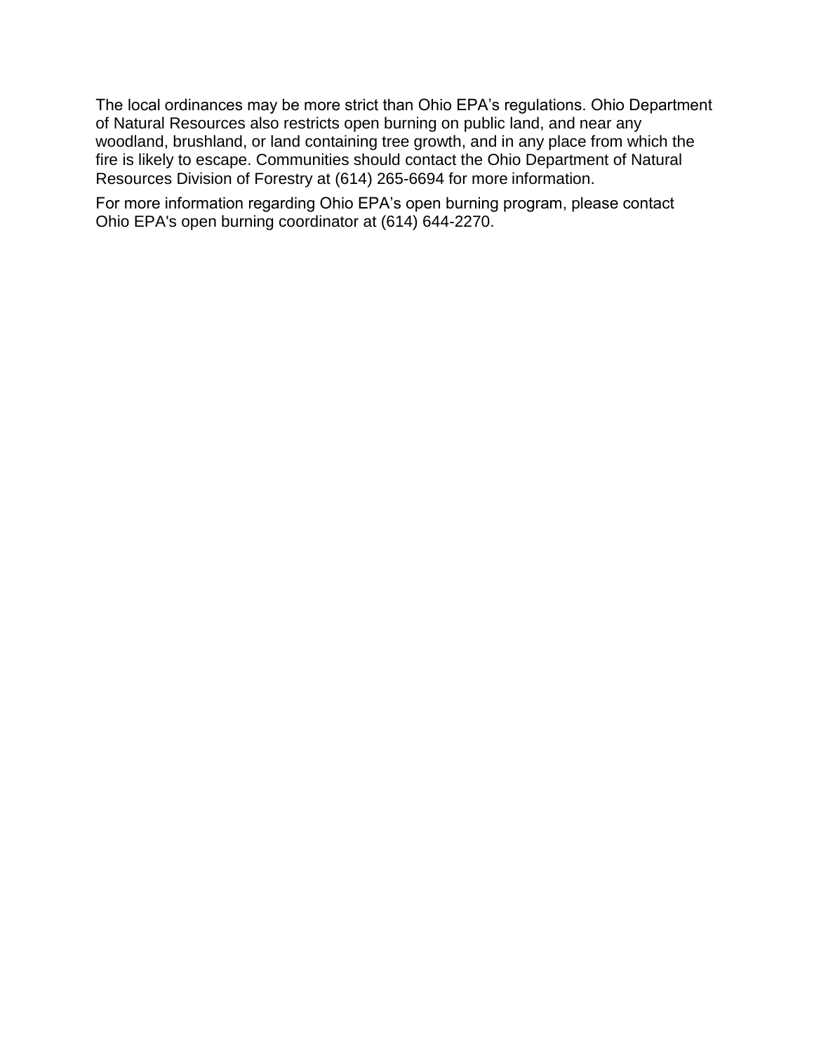The local ordinances may be more strict than Ohio EPA's regulations. Ohio Department of Natural Resources also restricts open burning on public land, and near any woodland, brushland, or land containing tree growth, and in any place from which the fire is likely to escape. Communities should contact the Ohio Department of Natural Resources Division of Forestry at (614) 265-6694 for more information.

For more information regarding Ohio EPA's open burning program, please contact Ohio EPA's open burning coordinator at (614) 644-2270.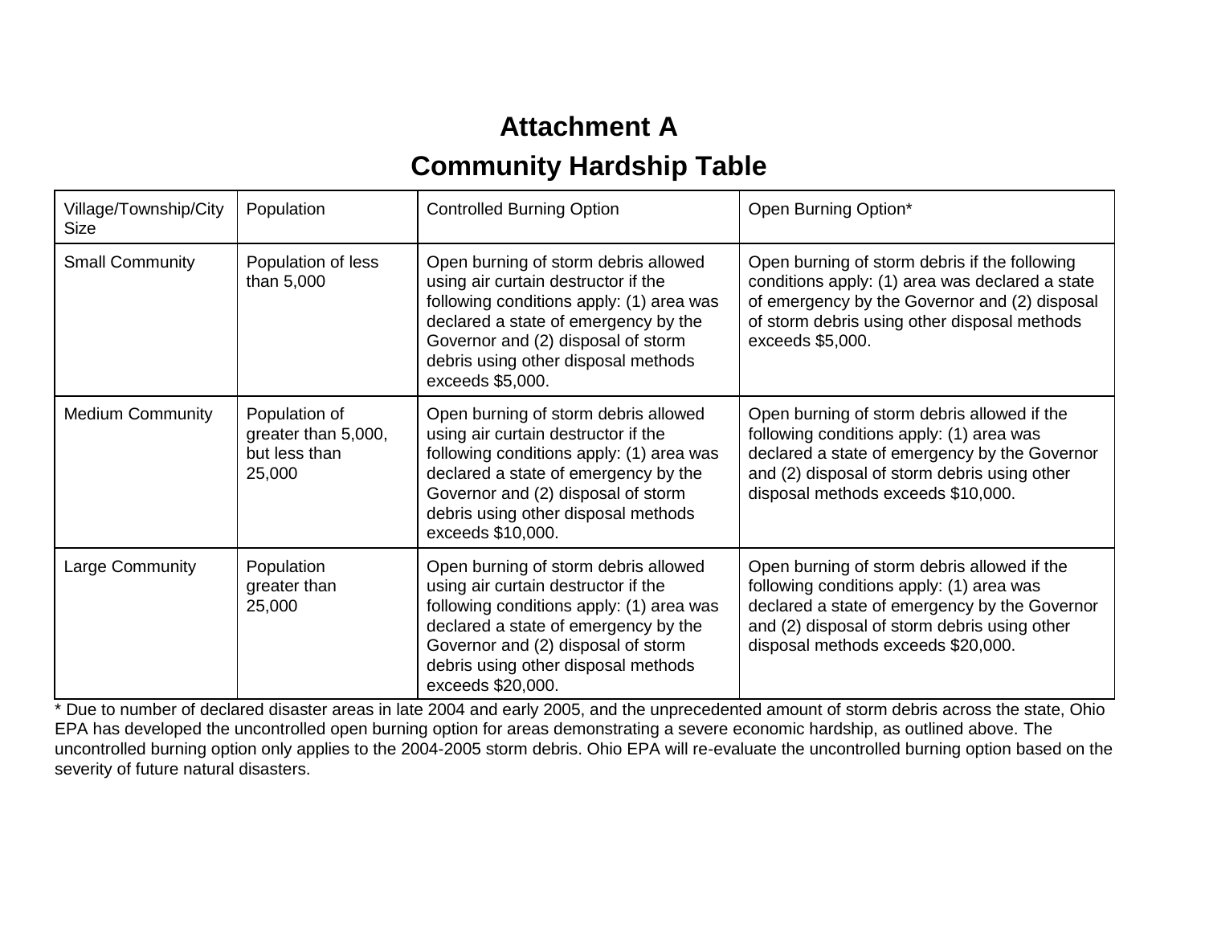# Attachment A

## Community Hardship Table

| Village/Township/City Size | Population | Controlled Burning Option | Open Burning Option* |
| --- | --- | --- | --- |
| Small Community | Population of less than 5,000 | Open burning of storm debris allowed using air curtain destructor if the following conditions apply: (1) area was declared a state of emergency by the Governor and (2) disposal of storm debris using other disposal methods exceeds $5,000. | Open burning of storm debris if the following conditions apply: (1) area was declared a state of emergency by the Governor and (2) disposal of storm debris using other disposal methods exceeds $5,000. |
| Medium Community | Population of greater than 5,000, but less than 25,000 | Open burning of storm debris allowed using air curtain destructor if the following conditions apply: (1) area was declared a state of emergency by the Governor and (2) disposal of storm debris using other disposal methods exceeds $10,000. | Open burning of storm debris allowed if the following conditions apply: (1) area was declared a state of emergency by the Governor and (2) disposal of storm debris using other disposal methods exceeds $10,000. |
| Large Community | Population greater than 25,000 | Open burning of storm debris allowed using air curtain destructor if the following conditions apply: (1) area was declared a state of emergency by the Governor and (2) disposal of storm debris using other disposal methods exceeds $20,000. | Open burning of storm debris allowed if the following conditions apply: (1) area was declared a state of emergency by the Governor and (2) disposal of storm debris using other disposal methods exceeds $20,000. |

* Due to number of declared disaster areas in late 2004 and early 2005, and the unprecedented amount of storm debris across the state, Ohio EPA has developed the uncontrolled open burning option for areas demonstrating a severe economic hardship, as outlined above. The uncontrolled burning option only applies to the 2004-2005 storm debris. Ohio EPA will re-evaluate the uncontrolled burning option based on the severity of future natural disasters.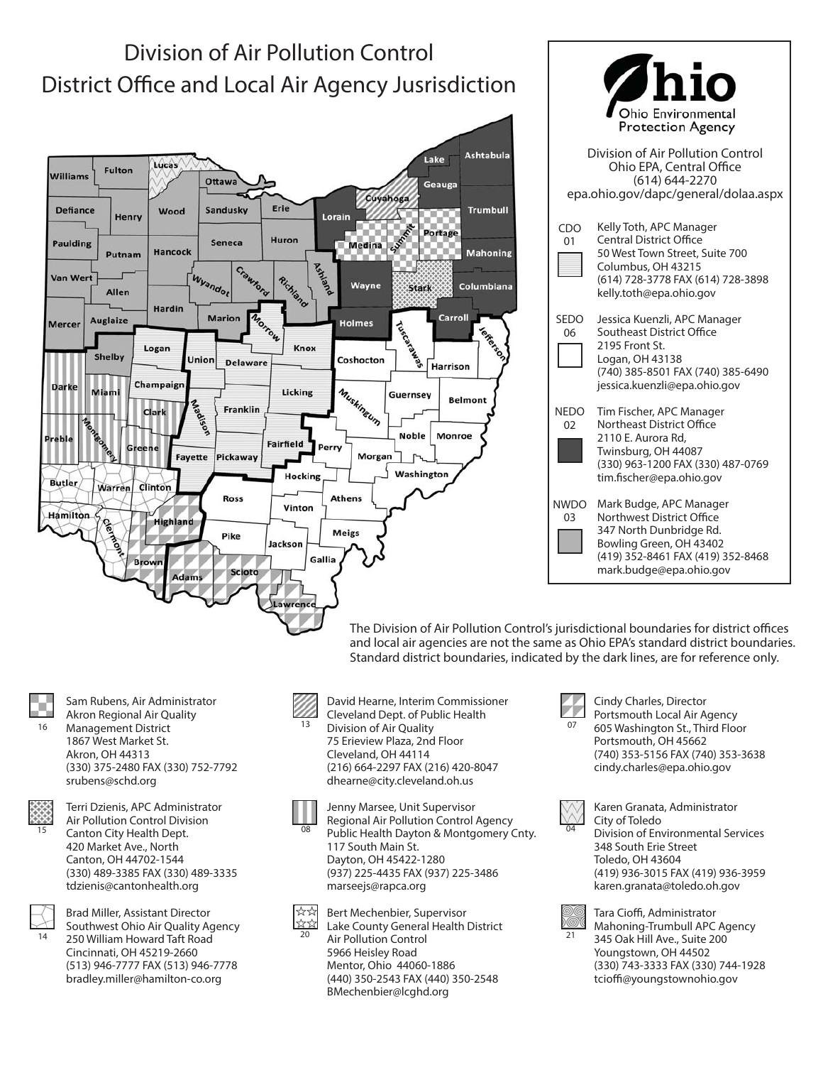# Division of Air Pollution Control
# District Office and Local Air Agency Jusrisdiction

Ohio Environmental Protection Agency

Division of Air Pollution Control
Ohio EPA, Central Office
(614) 644-2270
epa.ohio.gov/dapc/general/dolaa.aspx

CDO 01
Kelly Toth, APC Manager
Central District Office
50 West Town Street, Suite 700
Columbus, OH 43215
(614) 728-3778 FAX (614) 728-3898
kelly.toth@epa.ohio.gov

SEDO 06
Jessica Kuenzli, APC Manager
Southeast District Office
2195 Front St.
Logan, OH 43138
(740) 385-8501 FAX (740) 385-6490
jessica.kuenzli@epa.ohio.gov

NEDO 02
Tim Fischer, APC Manager
Northeast District Office
2110 E. Aurora Rd,
Twinsburg, OH 44087
(330) 963-1200 FAX (330) 487-0769
tim.fischer@epa.ohio.gov

NWDO 03
Mark Budge, APC Manager
Northwest District Office
347 North Dunbridge Rd.
Bowling Green, OH 43402
(419) 352-8461 FAX (419) 352-8468
mark.budge@epa.ohio.gov

Williams, Fulton, Lucas, Ottawa, Defiance, Henry, Wood, Sandusky, Erie, Paulding, Putnam, Hancock, Seneca, Huron, Van Wert, Allen, Wyandot, Crawford, Richland, Ashland, Mercer, Auglaize, Hardin, Marion, Morrow, Knox, Logan, Shelby, Union, Delaware, Darke, Miami, Champaign, Licking, Clark, Madison, Franklin, Preble, Montgomery, Greene, Fairfield, Fayette, Pickaway, Perry, Butler, Warren, Clinton, Hocking, Hamilton, Clermont, Highland, Ross, Vinton, Athens, Pike, Jackson, Meigs, Brown, Gallia, Adams, Scioto, Lawrence, Lake, Ashtabula, Geauga, Cuyahoga, Trumbull, Lorain, Summit, Portage, Medina, Mahoning, Wayne, Stark, Columbiana, Holmes, Carroll, Tuscarawas, Jefferson, Coshocton, Harrison, Muskingum, Guernsey, Belmont, Noble, Monroe, Morgan, Washington

The Division of Air Pollution Control's jurisdictional boundaries for district offices and local air agencies are not the same as Ohio EPA's standard district boundaries. Standard district boundaries, indicated by the dark lines, are for reference only.

16
Sam Rubens, Air Administrator
Akron Regional Air Quality Management District
1867 West Market St.
Akron, OH 44313
(330) 375-2480 FAX (330) 752-7792
srubens@schd.org

15
Terri Dzienis, APC Administrator
Air Pollution Control Division
Canton City Health Dept.
420 Market Ave., North
Canton, OH 44702-1544
(330) 489-3385 FAX (330) 489-3335
tdzienis@cantonhealth.org

14
Brad Miller, Assistant Director
Southwest Ohio Air Quality Agency
250 William Howard Taft Road
Cincinnati, OH 45219-2660
(513) 946-7777 FAX (513) 946-7778
bradley.miller@hamilton-co.org

13
David Hearne, Interim Commissioner
Cleveland Dept. of Public Health
Division of Air Quality
75 Erieview Plaza, 2nd Floor
Cleveland, OH 44114
(216) 664-2297 FAX (216) 420-8047
dhearne@city.cleveland.oh.us

08
Jenny Marsee, Unit Supervisor
Regional Air Pollution Control Agency
Public Health Dayton & Montgomery Cnty.
117 South Main St.
Dayton, OH 45422-1280
(937) 225-4435 FAX (937) 225-3486
marseejs@rapca.org

20
Bert Mechenbier, Supervisor
Lake County General Health District
Air Pollution Control
5966 Heisley Road
Mentor, Ohio 44060-1886
(440) 350-2543 FAX (440) 350-2548
BMechenbier@lcghd.org

07
Cindy Charles, Director
Portsmouth Local Air Agency
605 Washington St., Third Floor
Portsmouth, OH 45662
(740) 353-5156 FAX (740) 353-3638
cindy.charles@epa.ohio.gov

04
Karen Granata, Administrator
City of Toledo
Division of Environmental Services
348 South Erie Street
Toledo, OH 43604
(419) 936-3015 FAX (419) 936-3959
karen.granata@toledo.oh.gov

21
Tara Cioffi, Administrator
Mahoning-Trumbull APC Agency
345 Oak Hill Ave., Suite 200
Youngstown, OH 44502
(330) 743-3333 FAX (330) 744-1928
tcioffi@youngstownohio.gov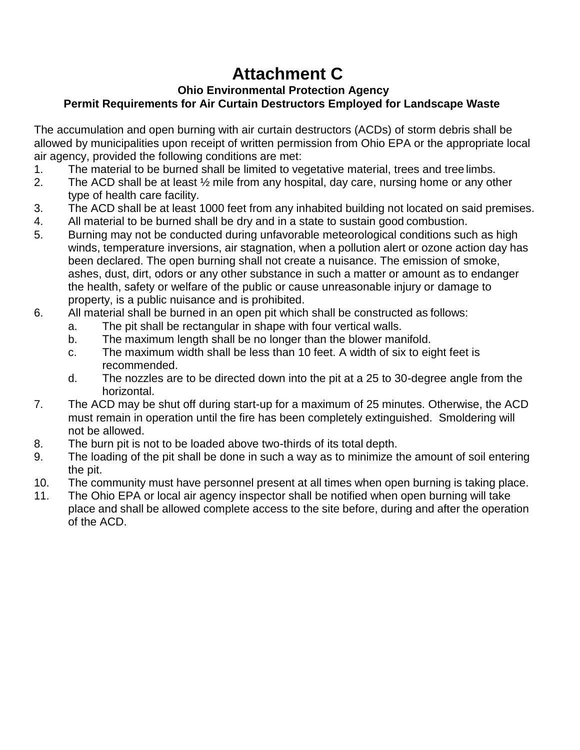# Attachment C

**Ohio Environmental Protection Agency**
**Permit Requirements for Air Curtain Destructors Employed for Landscape Waste**

The accumulation and open burning with air curtain destructors (ACDs) of storm debris shall be allowed by municipalities upon receipt of written permission from Ohio EPA or the appropriate local air agency, provided the following conditions are met:

1. The material to be burned shall be limited to vegetative material, trees and tree limbs.
2. The ACD shall be at least ½ mile from any hospital, day care, nursing home or any other type of health care facility.
3. The ACD shall be at least 1000 feet from any inhabited building not located on said premises.
4. All material to be burned shall be dry and in a state to sustain good combustion.
5. Burning may not be conducted during unfavorable meteorological conditions such as high winds, temperature inversions, air stagnation, when a pollution alert or ozone action day has been declared. The open burning shall not create a nuisance. The emission of smoke, ashes, dust, dirt, odors or any other substance in such a matter or amount as to endanger the health, safety or welfare of the public or cause unreasonable injury or damage to property, is a public nuisance and is prohibited.
6. All material shall be burned in an open pit which shall be constructed as follows:
   a. The pit shall be rectangular in shape with four vertical walls.
   b. The maximum length shall be no longer than the blower manifold.
   c. The maximum width shall be less than 10 feet. A width of six to eight feet is recommended.
   d. The nozzles are to be directed down into the pit at a 25 to 30-degree angle from the horizontal.
7. The ACD may be shut off during start-up for a maximum of 25 minutes. Otherwise, the ACD must remain in operation until the fire has been completely extinguished. Smoldering will not be allowed.
8. The burn pit is not to be loaded above two-thirds of its total depth.
9. The loading of the pit shall be done in such a way as to minimize the amount of soil entering the pit.
10. The community must have personnel present at all times when open burning is taking place.
11. The Ohio EPA or local air agency inspector shall be notified when open burning will take place and shall be allowed complete access to the site before, during and after the operation of the ACD.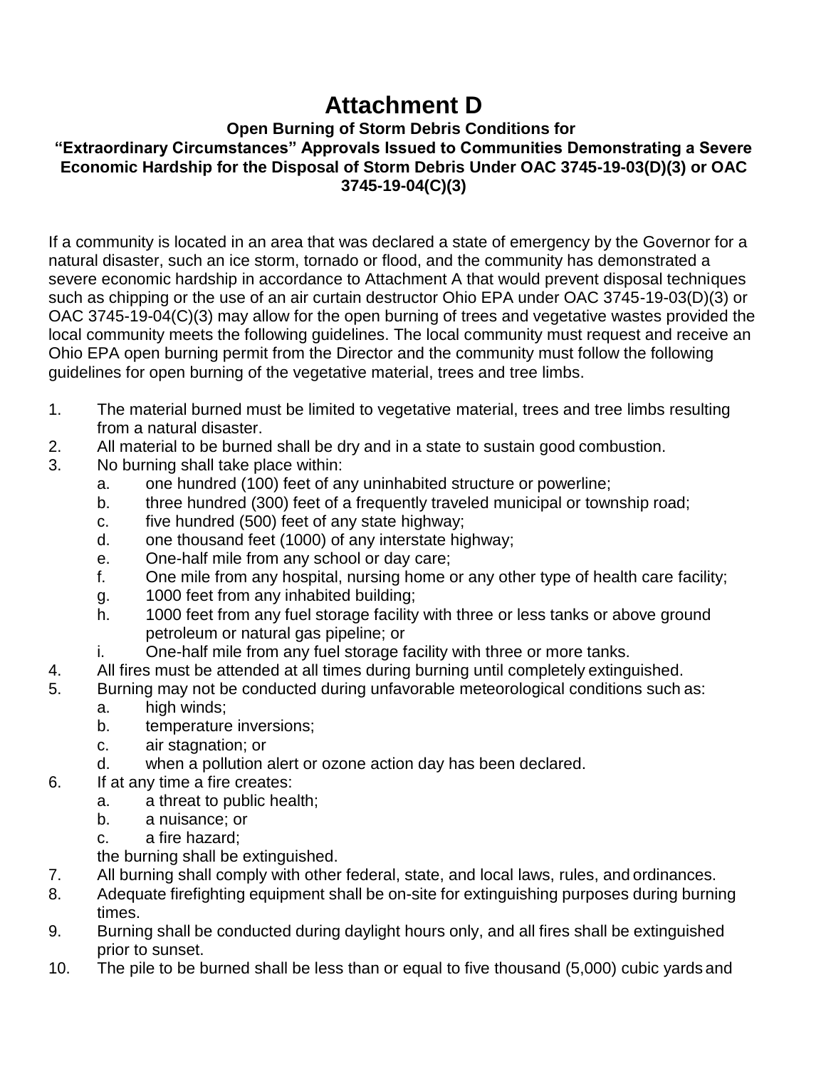# Attachment D

**Open Burning of Storm Debris Conditions for "Extraordinary Circumstances" Approvals Issued to Communities Demonstrating a Severe Economic Hardship for the Disposal of Storm Debris Under OAC 3745-19-03(D)(3) or OAC 3745-19-04(C)(3)**

If a community is located in an area that was declared a state of emergency by the Governor for a natural disaster, such an ice storm, tornado or flood, and the community has demonstrated a severe economic hardship in accordance to Attachment A that would prevent disposal techniques such as chipping or the use of an air curtain destructor Ohio EPA under OAC 3745-19-03(D)(3) or OAC 3745-19-04(C)(3) may allow for the open burning of trees and vegetative wastes provided the local community meets the following guidelines. The local community must request and receive an Ohio EPA open burning permit from the Director and the community must follow the following guidelines for open burning of the vegetative material, trees and tree limbs.

1. The material burned must be limited to vegetative material, trees and tree limbs resulting from a natural disaster.
2. All material to be burned shall be dry and in a state to sustain good combustion.
3. No burning shall take place within:
   a. one hundred (100) feet of any uninhabited structure or powerline;
   b. three hundred (300) feet of a frequently traveled municipal or township road;
   c. five hundred (500) feet of any state highway;
   d. one thousand feet (1000) of any interstate highway;
   e. One-half mile from any school or day care;
   f. One mile from any hospital, nursing home or any other type of health care facility;
   g. 1000 feet from any inhabited building;
   h. 1000 feet from any fuel storage facility with three or less tanks or above ground petroleum or natural gas pipeline; or
   i. One-half mile from any fuel storage facility with three or more tanks.
4. All fires must be attended at all times during burning until completely extinguished.
5. Burning may not be conducted during unfavorable meteorological conditions such as:
   a. high winds;
   b. temperature inversions;
   c. air stagnation; or
   d. when a pollution alert or ozone action day has been declared.
6. If at any time a fire creates:
   a. a threat to public health;
   b. a nuisance; or
   c. a fire hazard;

   the burning shall be extinguished.
7. All burning shall comply with other federal, state, and local laws, rules, and ordinances.
8. Adequate firefighting equipment shall be on-site for extinguishing purposes during burning times.
9. Burning shall be conducted during daylight hours only, and all fires shall be extinguished prior to sunset.
10. The pile to be burned shall be less than or equal to five thousand (5,000) cubic yards and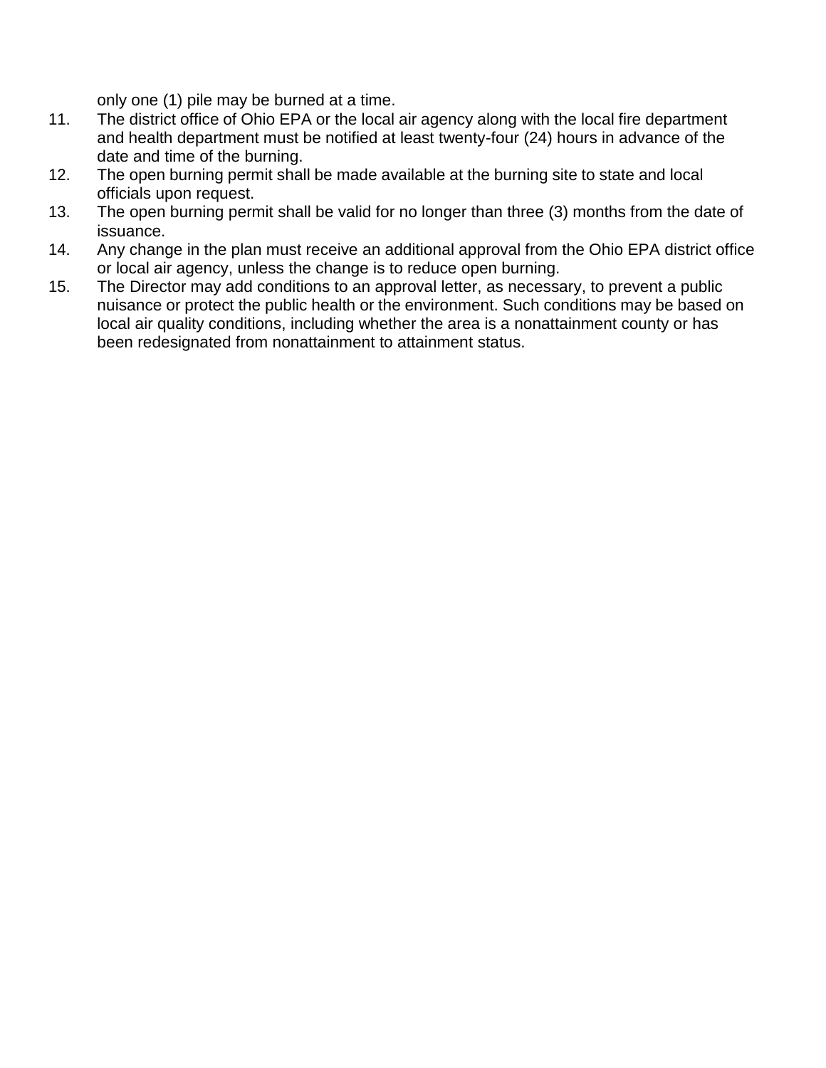only one (1) pile may be burned at a time.

11. The district office of Ohio EPA or the local air agency along with the local fire department and health department must be notified at least twenty-four (24) hours in advance of the date and time of the burning.
12. The open burning permit shall be made available at the burning site to state and local officials upon request.
13. The open burning permit shall be valid for no longer than three (3) months from the date of issuance.
14. Any change in the plan must receive an additional approval from the Ohio EPA district office or local air agency, unless the change is to reduce open burning.
15. The Director may add conditions to an approval letter, as necessary, to prevent a public nuisance or protect the public health or the environment. Such conditions may be based on local air quality conditions, including whether the area is a nonattainment county or has been redesignated from nonattainment to attainment status.